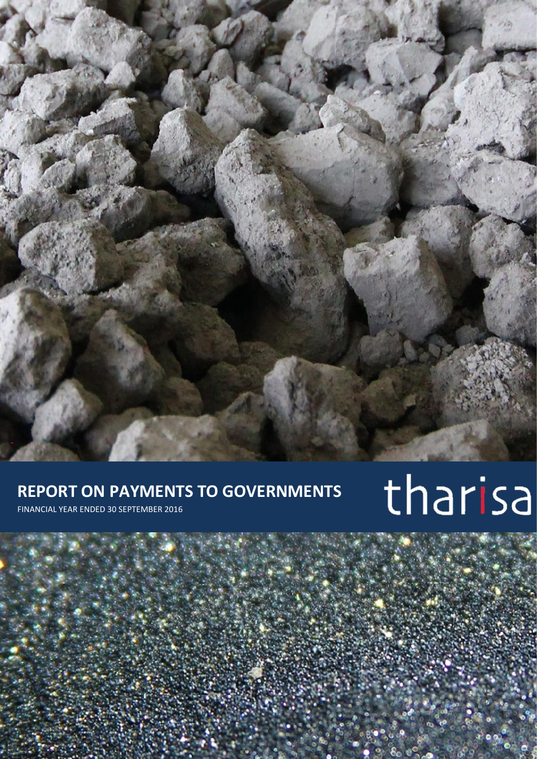# REPORT ON PAYMENTS TO GOVERNMENTS

FINANCIAL YEAR ENDED 30 SEPTEMBER 2016

tharisa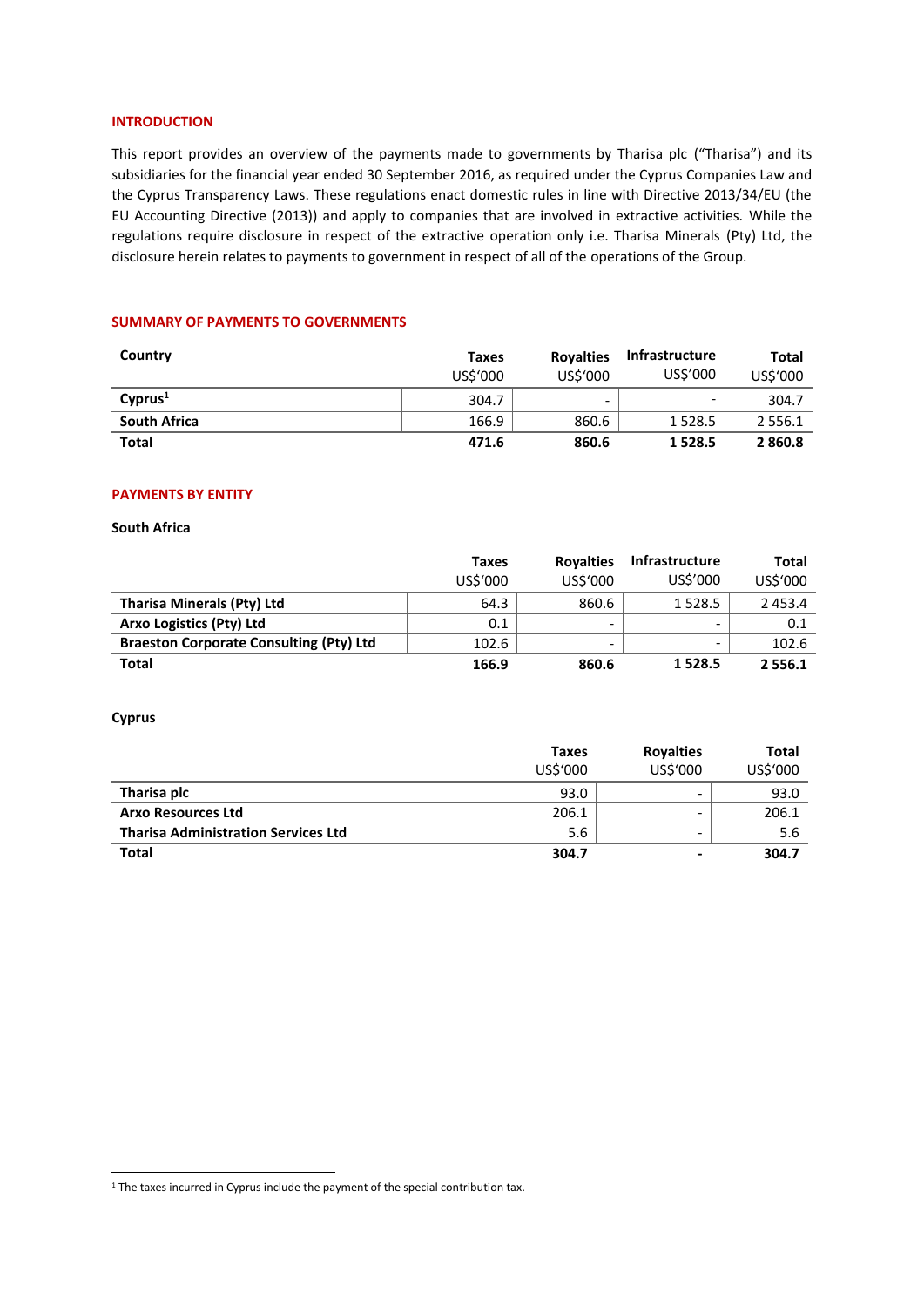## INTRODUCTION

This report provides an overview of the payments made to governments by Tharisa plc ("Tharisa") and its subsidiaries for the financial year ended 30 September 2016, as required under the Cyprus Companies Law and the Cyprus Transparency Laws. These regulations enact domestic rules in line with Directive 2013/34/EU (the EU Accounting Directive (2013)) and apply to companies that are involved in extractive activities. While the regulations require disclosure in respect of the extractive operation only i.e. Tharisa Minerals (Pty) Ltd, the disclosure herein relates to payments to government in respect of all of the operations of the Group.

## SUMMARY OF PAYMENTS TO GOVERNMENTS

| Country | Taxes US$'000 | Royalties US$'000 | Infrastructure US$'000 | Total US$'000 |
|---|---|---|---|---|
| **Cyprus**[1] | 304.7 | - | - | 304.7 |
| **South Africa** | 166.9 | 860.6 | 1 528.5 | 2 556.1 |
| **Total** | **471.6** | **860.6** | **1 528.5** | **2 860.8** |

## PAYMENTS BY ENTITY

**South Africa**

| | Taxes US$'000 | Royalties US$'000 | Infrastructure US$'000 | Total US$'000 |
|---|---|---|---|---|
| **Tharisa Minerals (Pty) Ltd** | 64.3 | 860.6 | 1 528.5 | 2 453.4 |
| **Arxo Logistics (Pty) Ltd** | 0.1 | - | - | 0.1 |
| **Braeston Corporate Consulting (Pty) Ltd** | 102.6 | - | - | 102.6 |
| **Total** | **166.9** | **860.6** | **1 528.5** | **2 556.1** |

**Cyprus**

| | Taxes US$'000 | Royalties US$'000 | Total US$'000 |
|---|---|---|---|
| **Tharisa plc** | 93.0 | - | 93.0 |
| **Arxo Resources Ltd** | 206.1 | - | 206.1 |
| **Tharisa Administration Services Ltd** | 5.6 | - | 5.6 |
| **Total** | **304.7** | **-** | **304.7** |

[1] The taxes incurred in Cyprus include the payment of the special contribution tax.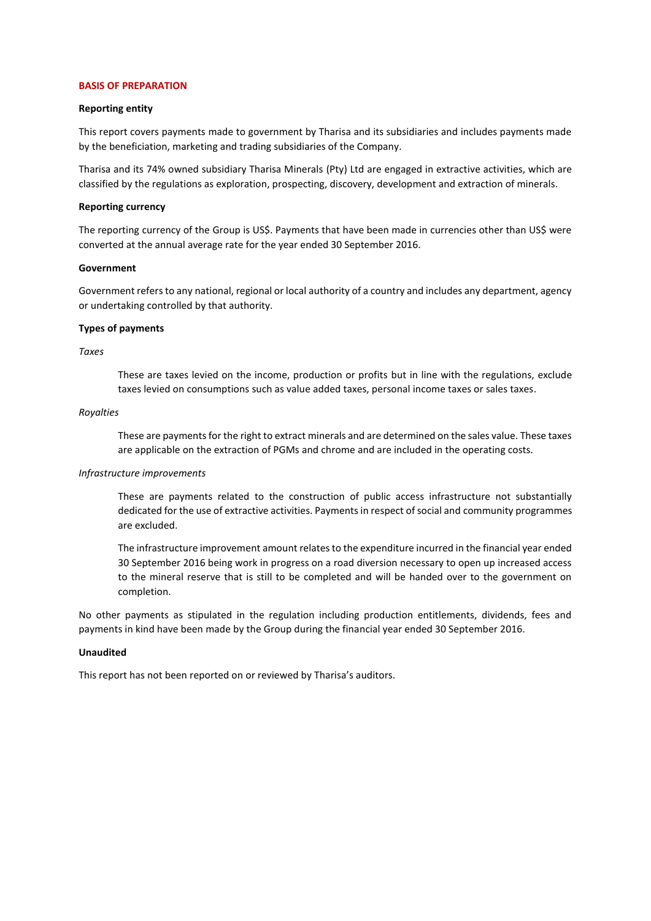## BASIS OF PREPARATION

**Reporting entity**

This report covers payments made to government by Tharisa and its subsidiaries and includes payments made by the beneficiation, marketing and trading subsidiaries of the Company.

Tharisa and its 74% owned subsidiary Tharisa Minerals (Pty) Ltd are engaged in extractive activities, which are classified by the regulations as exploration, prospecting, discovery, development and extraction of minerals.

**Reporting currency**

The reporting currency of the Group is US$. Payments that have been made in currencies other than US$ were converted at the annual average rate for the year ended 30 September 2016.

**Government**

Government refers to any national, regional or local authority of a country and includes any department, agency or undertaking controlled by that authority.

**Types of payments**

*Taxes*

These are taxes levied on the income, production or profits but in line with the regulations, exclude taxes levied on consumptions such as value added taxes, personal income taxes or sales taxes.

*Royalties*

These are payments for the right to extract minerals and are determined on the sales value. These taxes are applicable on the extraction of PGMs and chrome and are included in the operating costs.

*Infrastructure improvements*

These are payments related to the construction of public access infrastructure not substantially dedicated for the use of extractive activities. Payments in respect of social and community programmes are excluded.

The infrastructure improvement amount relates to the expenditure incurred in the financial year ended 30 September 2016 being work in progress on a road diversion necessary to open up increased access to the mineral reserve that is still to be completed and will be handed over to the government on completion.

No other payments as stipulated in the regulation including production entitlements, dividends, fees and payments in kind have been made by the Group during the financial year ended 30 September 2016.

**Unaudited**

This report has not been reported on or reviewed by Tharisa's auditors.